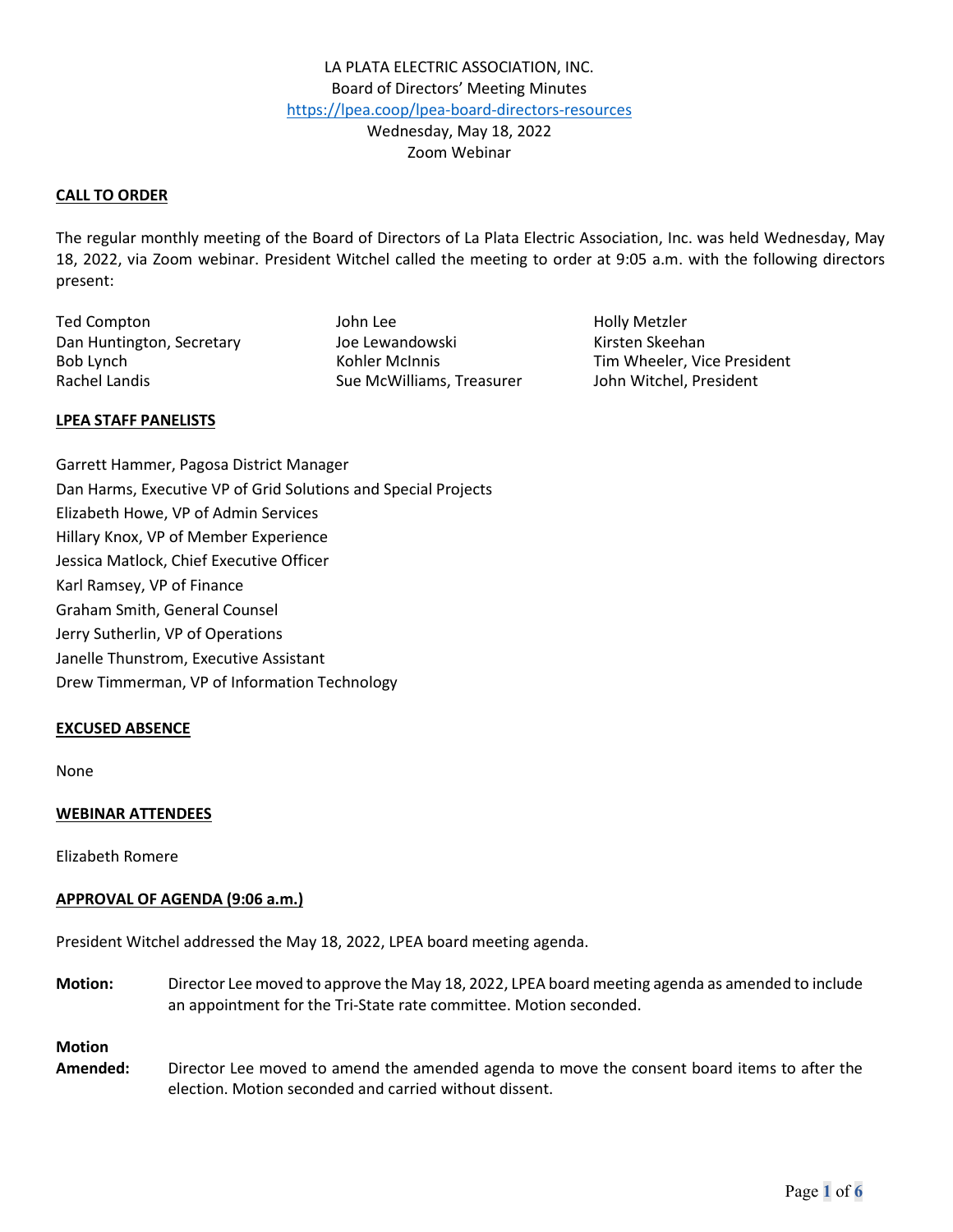LA PLATA ELECTRIC ASSOCIATION, INC.
Board of Directors' Meeting Minutes
https://lpea.coop/lpea-board-directors-resources
Wednesday, May 18, 2022
Zoom Webinar

**CALL TO ORDER**

The regular monthly meeting of the Board of Directors of La Plata Electric Association, Inc. was held Wednesday, May 18, 2022, via Zoom webinar. President Witchel called the meeting to order at 9:05 a.m. with the following directors present:

Ted Compton
Dan Huntington, Secretary
Bob Lynch
Rachel Landis
John Lee
Joe Lewandowski
Kohler McInnis
Sue McWilliams, Treasurer
Holly Metzler
Kirsten Skeehan
Tim Wheeler, Vice President
John Witchel, President

**LPEA STAFF PANELISTS**

Garrett Hammer, Pagosa District Manager
Dan Harms, Executive VP of Grid Solutions and Special Projects
Elizabeth Howe, VP of Admin Services
Hillary Knox, VP of Member Experience
Jessica Matlock, Chief Executive Officer
Karl Ramsey, VP of Finance
Graham Smith, General Counsel
Jerry Sutherlin, VP of Operations
Janelle Thunstrom, Executive Assistant
Drew Timmerman, VP of Information Technology

**EXCUSED ABSENCE**

None

**WEBINAR ATTENDEES**

Elizabeth Romere

**APPROVAL OF AGENDA (9:06 a.m.)**

President Witchel addressed the May 18, 2022, LPEA board meeting agenda.

**Motion:** Director Lee moved to approve the May 18, 2022, LPEA board meeting agenda as amended to include an appointment for the Tri-State rate committee. Motion seconded.

**Motion Amended:** Director Lee moved to amend the amended agenda to move the consent board items to after the election. Motion seconded and carried without dissent.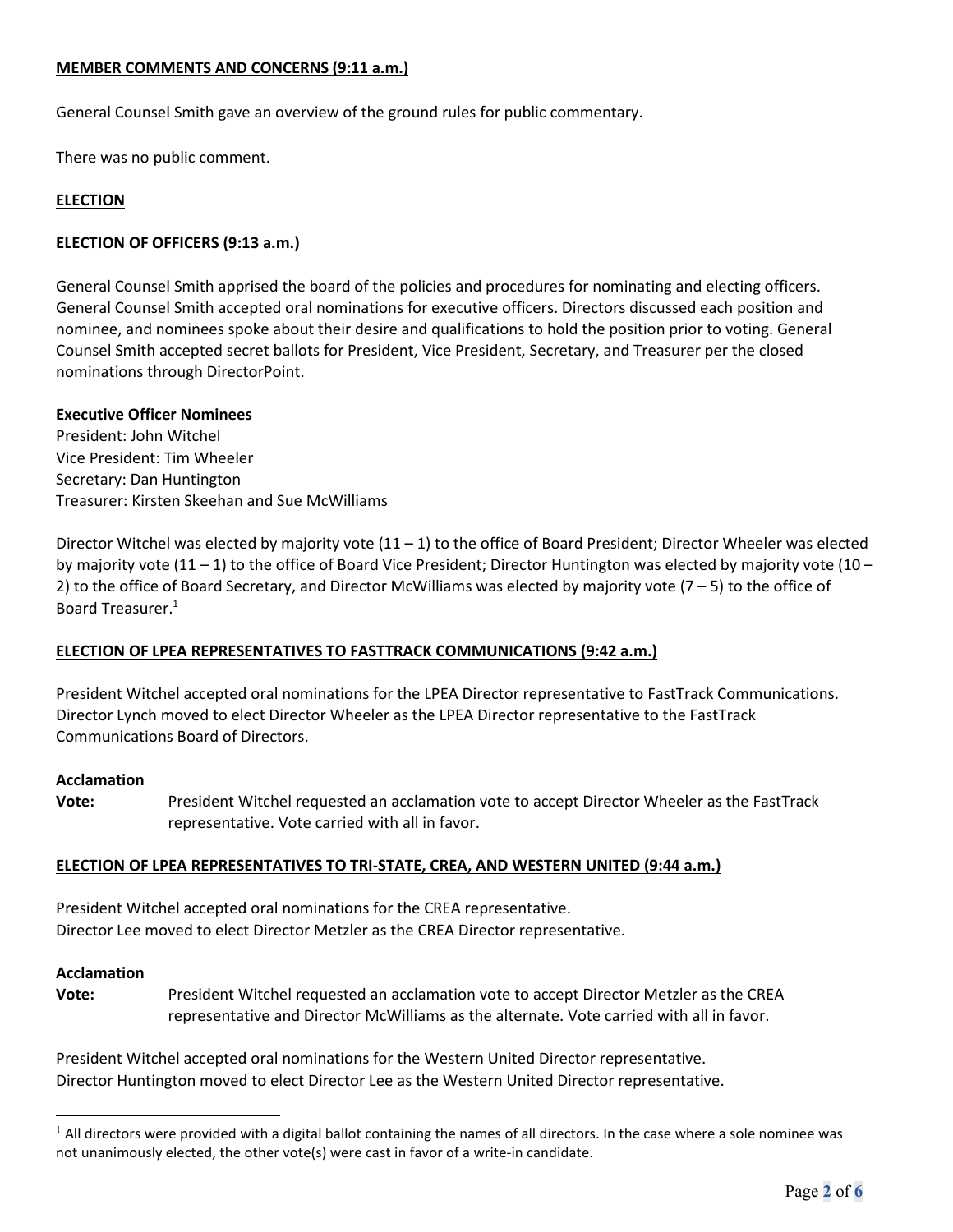## MEMBER COMMENTS AND CONCERNS (9:11 a.m.)

General Counsel Smith gave an overview of the ground rules for public commentary.

There was no public comment.

## ELECTION

### ELECTION OF OFFICERS (9:13 a.m.)

General Counsel Smith apprised the board of the policies and procedures for nominating and electing officers. General Counsel Smith accepted oral nominations for executive officers. Directors discussed each position and nominee, and nominees spoke about their desire and qualifications to hold the position prior to voting. General Counsel Smith accepted secret ballots for President, Vice President, Secretary, and Treasurer per the closed nominations through DirectorPoint.

**Executive Officer Nominees**
President: John Witchel
Vice President: Tim Wheeler
Secretary: Dan Huntington
Treasurer: Kirsten Skeehan and Sue McWilliams

Director Witchel was elected by majority vote (11 – 1) to the office of Board President; Director Wheeler was elected by majority vote (11 – 1) to the office of Board Vice President; Director Huntington was elected by majority vote (10 – 2) to the office of Board Secretary, and Director McWilliams was elected by majority vote (7 – 5) to the office of Board Treasurer.[1]

### ELECTION OF LPEA REPRESENTATIVES TO FASTTRACK COMMUNICATIONS (9:42 a.m.)

President Witchel accepted oral nominations for the LPEA Director representative to FastTrack Communications. Director Lynch moved to elect Director Wheeler as the LPEA Director representative to the FastTrack Communications Board of Directors.

**Acclamation**
**Vote:** President Witchel requested an acclamation vote to accept Director Wheeler as the FastTrack representative. Vote carried with all in favor.

### ELECTION OF LPEA REPRESENTATIVES TO TRI-STATE, CREA, AND WESTERN UNITED (9:44 a.m.)

President Witchel accepted oral nominations for the CREA representative.
Director Lee moved to elect Director Metzler as the CREA Director representative.

**Acclamation**
**Vote:** President Witchel requested an acclamation vote to accept Director Metzler as the CREA representative and Director McWilliams as the alternate. Vote carried with all in favor.

President Witchel accepted oral nominations for the Western United Director representative.
Director Huntington moved to elect Director Lee as the Western United Director representative.

---

[1] All directors were provided with a digital ballot containing the names of all directors. In the case where a sole nominee was not unanimously elected, the other vote(s) were cast in favor of a write-in candidate.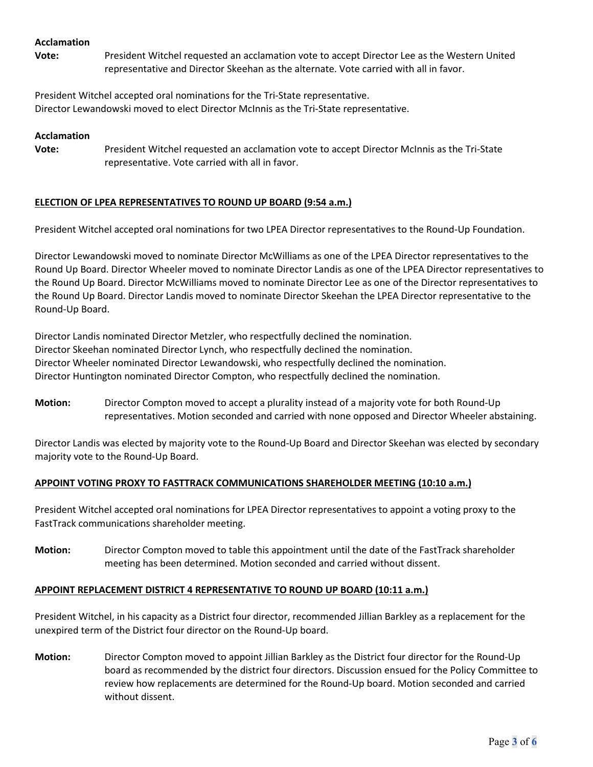**Acclamation**

**Vote:** President Witchel requested an acclamation vote to accept Director Lee as the Western United representative and Director Skeehan as the alternate. Vote carried with all in favor.

President Witchel accepted oral nominations for the Tri-State representative.
Director Lewandowski moved to elect Director McInnis as the Tri-State representative.

**Acclamation**

**Vote:** President Witchel requested an acclamation vote to accept Director McInnis as the Tri-State representative. Vote carried with all in favor.

**ELECTION OF LPEA REPRESENTATIVES TO ROUND UP BOARD (9:54 a.m.)**

President Witchel accepted oral nominations for two LPEA Director representatives to the Round-Up Foundation.

Director Lewandowski moved to nominate Director McWilliams as one of the LPEA Director representatives to the Round Up Board. Director Wheeler moved to nominate Director Landis as one of the LPEA Director representatives to the Round Up Board. Director McWilliams moved to nominate Director Lee as one of the Director representatives to the Round Up Board. Director Landis moved to nominate Director Skeehan the LPEA Director representative to the Round-Up Board.

Director Landis nominated Director Metzler, who respectfully declined the nomination.
Director Skeehan nominated Director Lynch, who respectfully declined the nomination.
Director Wheeler nominated Director Lewandowski, who respectfully declined the nomination.
Director Huntington nominated Director Compton, who respectfully declined the nomination.

**Motion:** Director Compton moved to accept a plurality instead of a majority vote for both Round-Up representatives. Motion seconded and carried with none opposed and Director Wheeler abstaining.

Director Landis was elected by majority vote to the Round-Up Board and Director Skeehan was elected by secondary majority vote to the Round-Up Board.

**APPOINT VOTING PROXY TO FASTTRACK COMMUNICATIONS SHAREHOLDER MEETING (10:10 a.m.)**

President Witchel accepted oral nominations for LPEA Director representatives to appoint a voting proxy to the FastTrack communications shareholder meeting.

**Motion:** Director Compton moved to table this appointment until the date of the FastTrack shareholder meeting has been determined. Motion seconded and carried without dissent.

**APPOINT REPLACEMENT DISTRICT 4 REPRESENTATIVE TO ROUND UP BOARD (10:11 a.m.)**

President Witchel, in his capacity as a District four director, recommended Jillian Barkley as a replacement for the unexpired term of the District four director on the Round-Up board.

**Motion:** Director Compton moved to appoint Jillian Barkley as the District four director for the Round-Up board as recommended by the district four directors. Discussion ensued for the Policy Committee to review how replacements are determined for the Round-Up board. Motion seconded and carried without dissent.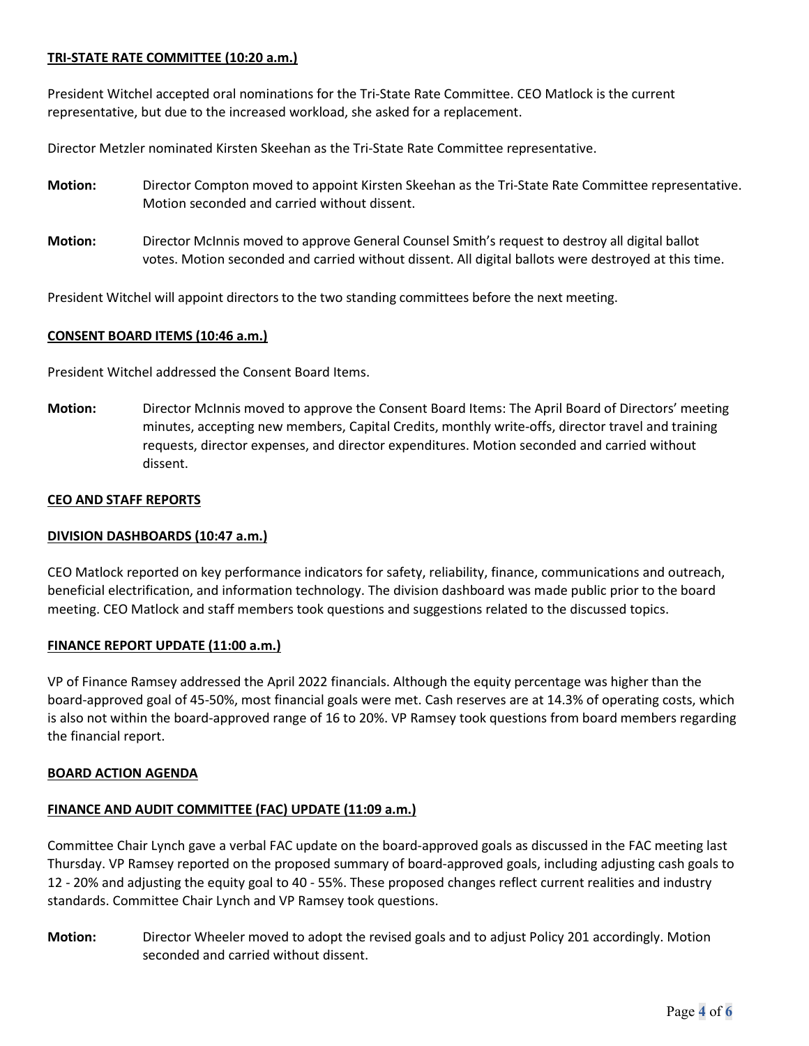**TRI-STATE RATE COMMITTEE (10:20 a.m.)**

President Witchel accepted oral nominations for the Tri-State Rate Committee. CEO Matlock is the current representative, but due to the increased workload, she asked for a replacement.

Director Metzler nominated Kirsten Skeehan as the Tri-State Rate Committee representative.

**Motion:** Director Compton moved to appoint Kirsten Skeehan as the Tri-State Rate Committee representative. Motion seconded and carried without dissent.

**Motion:** Director McInnis moved to approve General Counsel Smith's request to destroy all digital ballot votes. Motion seconded and carried without dissent. All digital ballots were destroyed at this time.

President Witchel will appoint directors to the two standing committees before the next meeting.

**CONSENT BOARD ITEMS (10:46 a.m.)**

President Witchel addressed the Consent Board Items.

**Motion:** Director McInnis moved to approve the Consent Board Items: The April Board of Directors' meeting minutes, accepting new members, Capital Credits, monthly write-offs, director travel and training requests, director expenses, and director expenditures. Motion seconded and carried without dissent.

**CEO AND STAFF REPORTS**

**DIVISION DASHBOARDS (10:47 a.m.)**

CEO Matlock reported on key performance indicators for safety, reliability, finance, communications and outreach, beneficial electrification, and information technology. The division dashboard was made public prior to the board meeting. CEO Matlock and staff members took questions and suggestions related to the discussed topics.

**FINANCE REPORT UPDATE (11:00 a.m.)**

VP of Finance Ramsey addressed the April 2022 financials. Although the equity percentage was higher than the board-approved goal of 45-50%, most financial goals were met. Cash reserves are at 14.3% of operating costs, which is also not within the board-approved range of 16 to 20%. VP Ramsey took questions from board members regarding the financial report.

**BOARD ACTION AGENDA**

**FINANCE AND AUDIT COMMITTEE (FAC) UPDATE (11:09 a.m.)**

Committee Chair Lynch gave a verbal FAC update on the board-approved goals as discussed in the FAC meeting last Thursday. VP Ramsey reported on the proposed summary of board-approved goals, including adjusting cash goals to 12 - 20% and adjusting the equity goal to 40 - 55%. These proposed changes reflect current realities and industry standards. Committee Chair Lynch and VP Ramsey took questions.

**Motion:** Director Wheeler moved to adopt the revised goals and to adjust Policy 201 accordingly. Motion seconded and carried without dissent.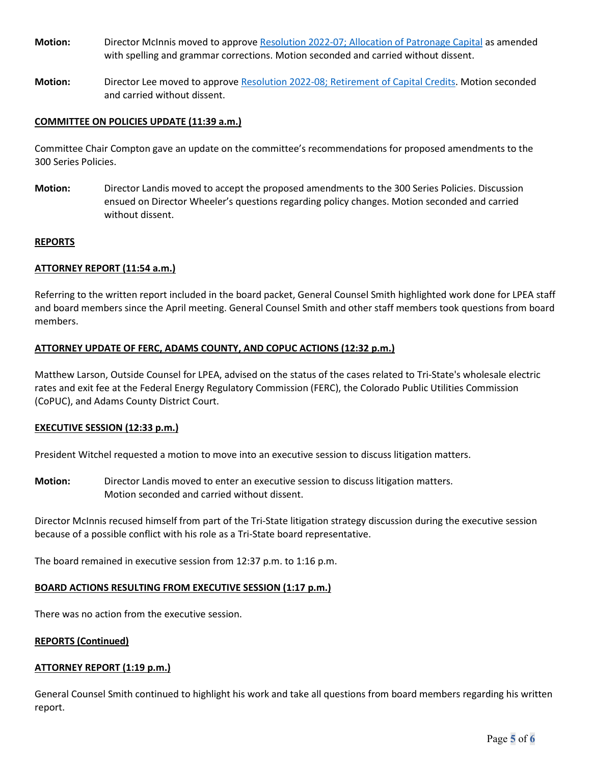**Motion:** Director McInnis moved to approve Resolution 2022-07; Allocation of Patronage Capital as amended with spelling and grammar corrections. Motion seconded and carried without dissent.

**Motion:** Director Lee moved to approve Resolution 2022-08; Retirement of Capital Credits. Motion seconded and carried without dissent.

**COMMITTEE ON POLICIES UPDATE (11:39 a.m.)**

Committee Chair Compton gave an update on the committee's recommendations for proposed amendments to the 300 Series Policies.

**Motion:** Director Landis moved to accept the proposed amendments to the 300 Series Policies. Discussion ensued on Director Wheeler's questions regarding policy changes. Motion seconded and carried without dissent.

**REPORTS**

**ATTORNEY REPORT (11:54 a.m.)**

Referring to the written report included in the board packet, General Counsel Smith highlighted work done for LPEA staff and board members since the April meeting. General Counsel Smith and other staff members took questions from board members.

**ATTORNEY UPDATE OF FERC, ADAMS COUNTY, AND COPUC ACTIONS (12:32 p.m.)**

Matthew Larson, Outside Counsel for LPEA, advised on the status of the cases related to Tri-State's wholesale electric rates and exit fee at the Federal Energy Regulatory Commission (FERC), the Colorado Public Utilities Commission (CoPUC), and Adams County District Court.

**EXECUTIVE SESSION (12:33 p.m.)**

President Witchel requested a motion to move into an executive session to discuss litigation matters.

**Motion:** Director Landis moved to enter an executive session to discuss litigation matters. Motion seconded and carried without dissent.

Director McInnis recused himself from part of the Tri-State litigation strategy discussion during the executive session because of a possible conflict with his role as a Tri-State board representative.

The board remained in executive session from 12:37 p.m. to 1:16 p.m.

**BOARD ACTIONS RESULTING FROM EXECUTIVE SESSION (1:17 p.m.)**

There was no action from the executive session.

**REPORTS (Continued)**

**ATTORNEY REPORT (1:19 p.m.)**

General Counsel Smith continued to highlight his work and take all questions from board members regarding his written report.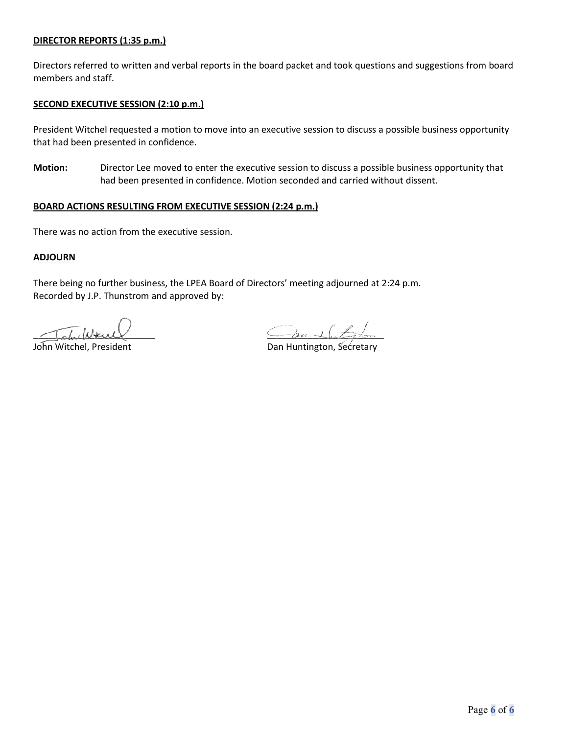**DIRECTOR REPORTS (1:35 p.m.)**

Directors referred to written and verbal reports in the board packet and took questions and suggestions from board members and staff.

**SECOND EXECUTIVE SESSION (2:10 p.m.)**

President Witchel requested a motion to move into an executive session to discuss a possible business opportunity that had been presented in confidence.

**Motion:** Director Lee moved to enter the executive session to discuss a possible business opportunity that had been presented in confidence. Motion seconded and carried without dissent.

**BOARD ACTIONS RESULTING FROM EXECUTIVE SESSION (2:24 p.m.)**

There was no action from the executive session.

**ADJOURN**

There being no further business, the LPEA Board of Directors' meeting adjourned at 2:24 p.m.
Recorded by J.P. Thunstrom and approved by:

John Witchel, President

Dan Huntington, Secretary